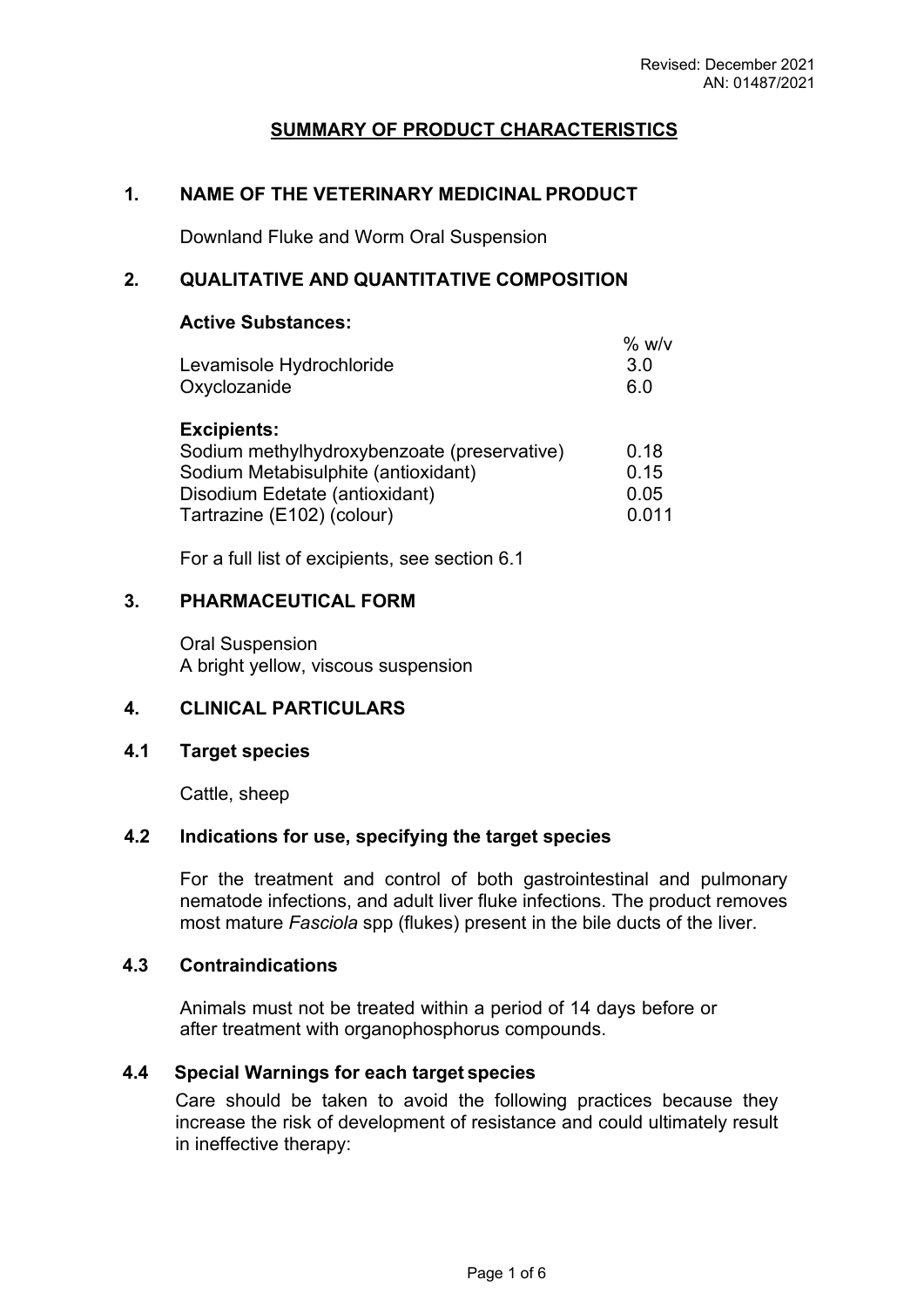Revised: December 2021
AN: 01487/2021

# SUMMARY OF PRODUCT CHARACTERISTICS

## 1. NAME OF THE VETERINARY MEDICINAL PRODUCT

Downland Fluke and Worm Oral Suspension

## 2. QUALITATIVE AND QUANTITATIVE COMPOSITION

**Active Substances:**

| | % w/v |
|---|---|
| Levamisole Hydrochloride | 3.0 |
| Oxyclozanide | 6.0 |

**Excipients:**

| | |
|---|---|
| Sodium methylhydroxybenzoate (preservative) | 0.18 |
| Sodium Metabisulphite (antioxidant) | 0.15 |
| Disodium Edetate (antioxidant) | 0.05 |
| Tartrazine (E102) (colour) | 0.011 |

For a full list of excipients, see section 6.1

## 3. PHARMACEUTICAL FORM

Oral Suspension
A bright yellow, viscous suspension

## 4. CLINICAL PARTICULARS

### 4.1 Target species

Cattle, sheep

### 4.2 Indications for use, specifying the target species

For the treatment and control of both gastrointestinal and pulmonary nematode infections, and adult liver fluke infections. The product removes most mature *Fasciola* spp (flukes) present in the bile ducts of the liver.

### 4.3 Contraindications

Animals must not be treated within a period of 14 days before or after treatment with organophosphorus compounds.

### 4.4 Special Warnings for each target species

Care should be taken to avoid the following practices because they increase the risk of development of resistance and could ultimately result in ineffective therapy: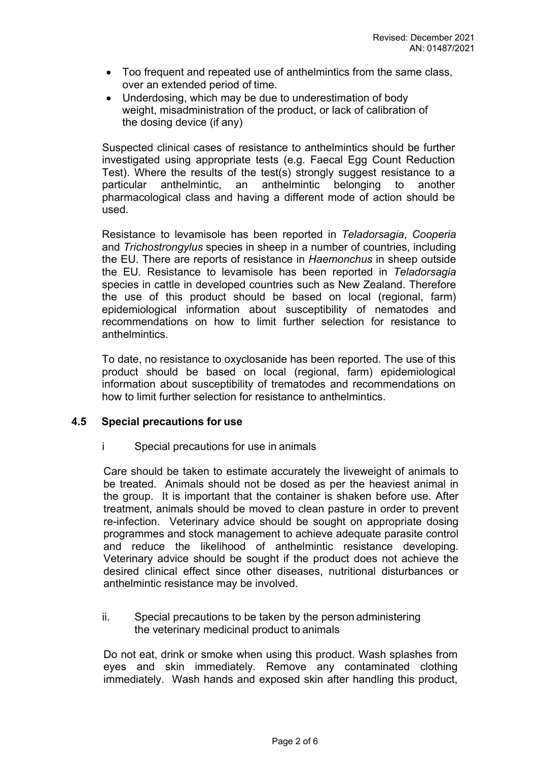- Too frequent and repeated use of anthelmintics from the same class, over an extended period of time.
- Underdosing, which may be due to underestimation of body weight, misadministration of the product, or lack of calibration of the dosing device (if any)

Suspected clinical cases of resistance to anthelmintics should be further investigated using appropriate tests (e.g. Faecal Egg Count Reduction Test). Where the results of the test(s) strongly suggest resistance to a particular anthelmintic, an anthelmintic belonging to another pharmacological class and having a different mode of action should be used.

Resistance to levamisole has been reported in *Teladorsagia*, *Cooperia* and *Trichostrongylus* species in sheep in a number of countries, including the EU. There are reports of resistance in *Haemonchus* in sheep outside the EU. Resistance to levamisole has been reported in *Teladorsagia* species in cattle in developed countries such as New Zealand. Therefore the use of this product should be based on local (regional, farm) epidemiological information about susceptibility of nematodes and recommendations on how to limit further selection for resistance to anthelmintics.

To date, no resistance to oxyclosanide has been reported. The use of this product should be based on local (regional, farm) epidemiological information about susceptibility of trematodes and recommendations on how to limit further selection for resistance to anthelmintics.

## 4.5 Special precautions for use

i Special precautions for use in animals

Care should be taken to estimate accurately the liveweight of animals to be treated. Animals should not be dosed as per the heaviest animal in the group. It is important that the container is shaken before use. After treatment, animals should be moved to clean pasture in order to prevent re-infection. Veterinary advice should be sought on appropriate dosing programmes and stock management to achieve adequate parasite control and reduce the likelihood of anthelmintic resistance developing. Veterinary advice should be sought if the product does not achieve the desired clinical effect since other diseases, nutritional disturbances or anthelmintic resistance may be involved.

ii. Special precautions to be taken by the person administering the veterinary medicinal product to animals

Do not eat, drink or smoke when using this product. Wash splashes from eyes and skin immediately. Remove any contaminated clothing immediately. Wash hands and exposed skin after handling this product,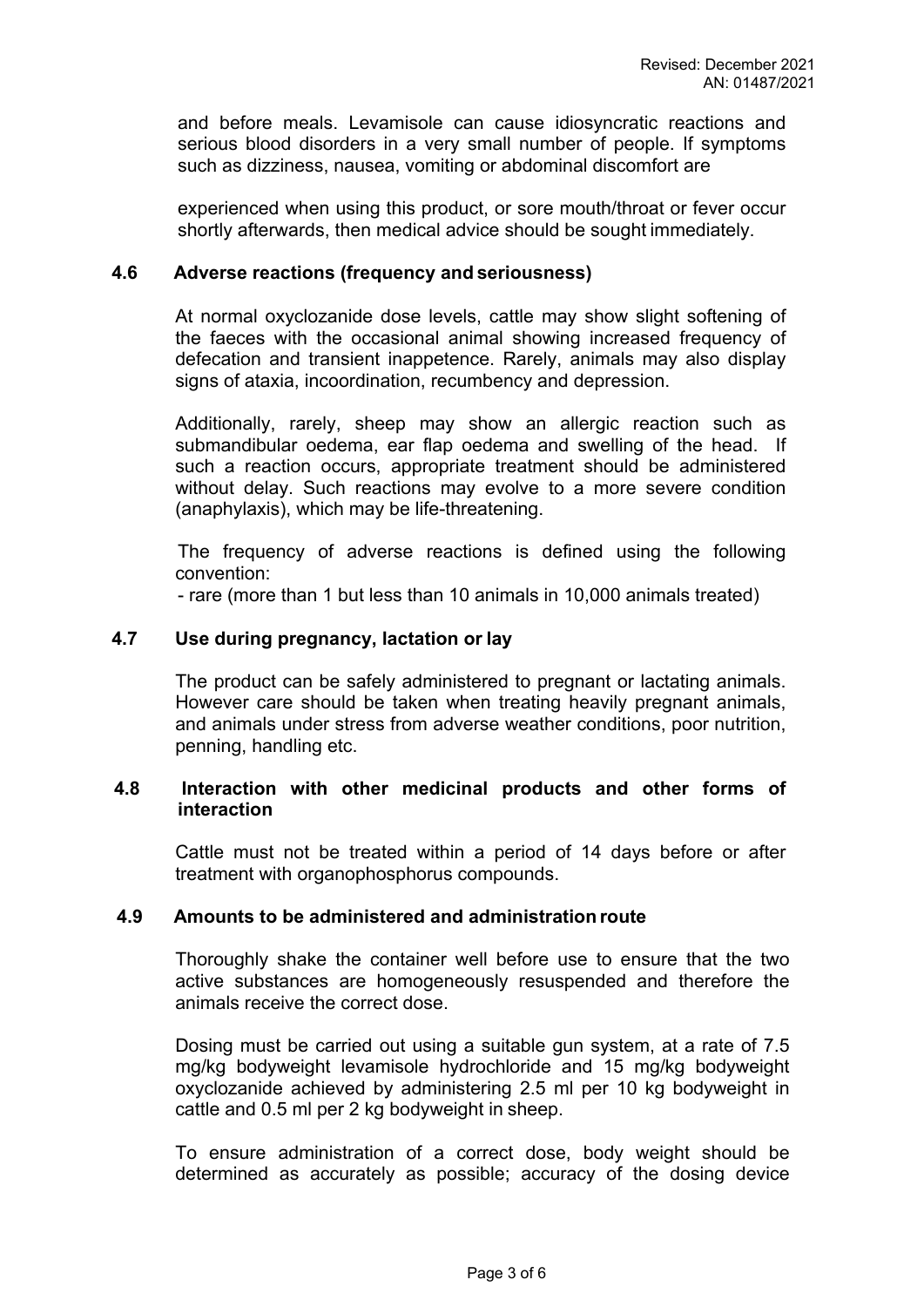and before meals. Levamisole can cause idiosyncratic reactions and serious blood disorders in a very small number of people. If symptoms such as dizziness, nausea, vomiting or abdominal discomfort are

experienced when using this product, or sore mouth/throat or fever occur shortly afterwards, then medical advice should be sought immediately.

### 4.6 Adverse reactions (frequency and seriousness)

At normal oxyclozanide dose levels, cattle may show slight softening of the faeces with the occasional animal showing increased frequency of defecation and transient inappetence. Rarely, animals may also display signs of ataxia, incoordination, recumbency and depression.

Additionally, rarely, sheep may show an allergic reaction such as submandibular oedema, ear flap oedema and swelling of the head. If such a reaction occurs, appropriate treatment should be administered without delay. Such reactions may evolve to a more severe condition (anaphylaxis), which may be life-threatening.

The frequency of adverse reactions is defined using the following convention:

- rare (more than 1 but less than 10 animals in 10,000 animals treated)

### 4.7 Use during pregnancy, lactation or lay

The product can be safely administered to pregnant or lactating animals. However care should be taken when treating heavily pregnant animals, and animals under stress from adverse weather conditions, poor nutrition, penning, handling etc.

### 4.8 Interaction with other medicinal products and other forms of interaction

Cattle must not be treated within a period of 14 days before or after treatment with organophosphorus compounds.

### 4.9 Amounts to be administered and administration route

Thoroughly shake the container well before use to ensure that the two active substances are homogeneously resuspended and therefore the animals receive the correct dose.

Dosing must be carried out using a suitable gun system, at a rate of 7.5 mg/kg bodyweight levamisole hydrochloride and 15 mg/kg bodyweight oxyclozanide achieved by administering 2.5 ml per 10 kg bodyweight in cattle and 0.5 ml per 2 kg bodyweight in sheep.

To ensure administration of a correct dose, body weight should be determined as accurately as possible; accuracy of the dosing device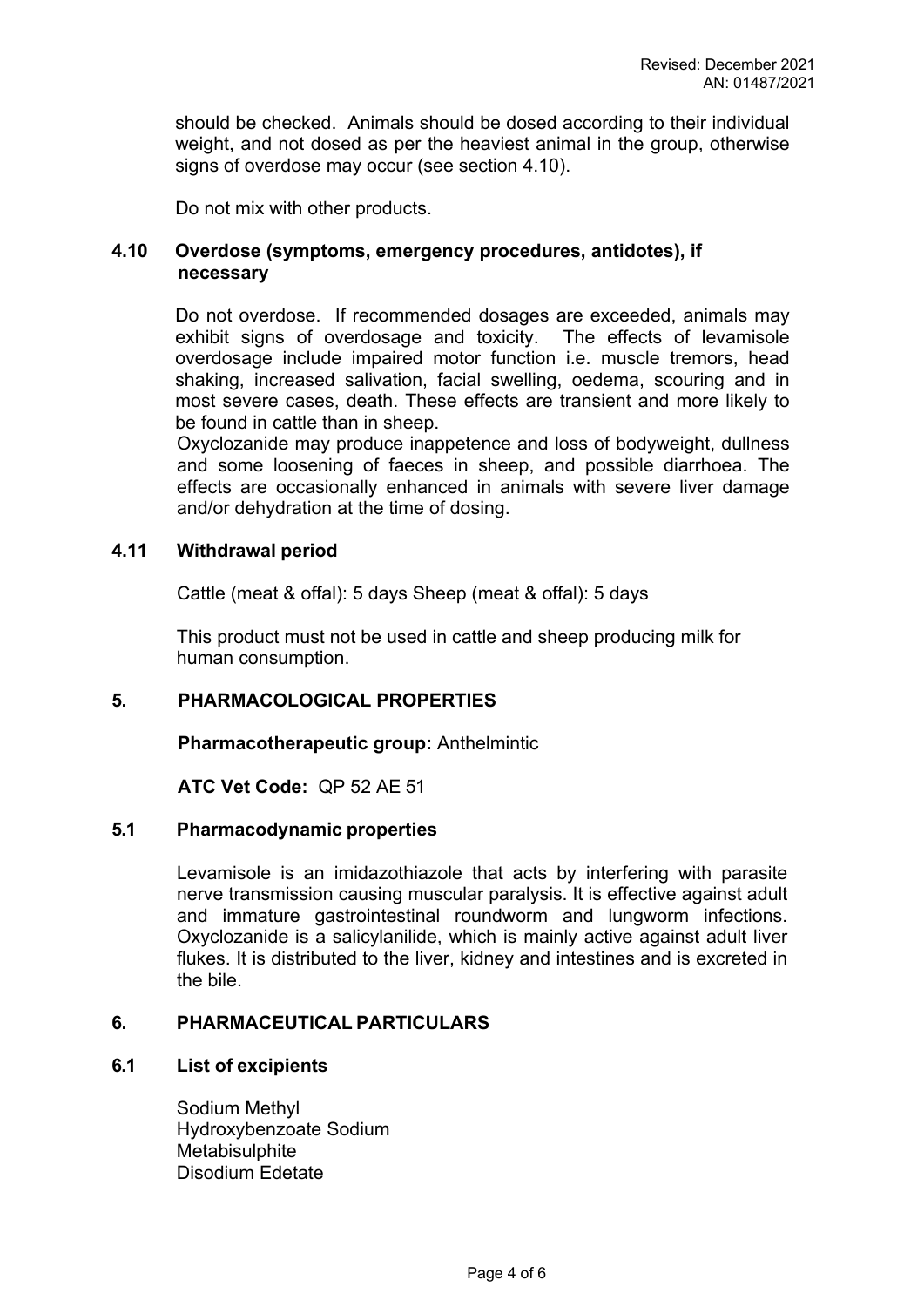should be checked. Animals should be dosed according to their individual weight, and not dosed as per the heaviest animal in the group, otherwise signs of overdose may occur (see section 4.10).

Do not mix with other products.

### 4.10 Overdose (symptoms, emergency procedures, antidotes), if necessary

Do not overdose. If recommended dosages are exceeded, animals may exhibit signs of overdosage and toxicity. The effects of levamisole overdosage include impaired motor function i.e. muscle tremors, head shaking, increased salivation, facial swelling, oedema, scouring and in most severe cases, death. These effects are transient and more likely to be found in cattle than in sheep.

Oxyclozanide may produce inappetence and loss of bodyweight, dullness and some loosening of faeces in sheep, and possible diarrhoea. The effects are occasionally enhanced in animals with severe liver damage and/or dehydration at the time of dosing.

### 4.11 Withdrawal period

Cattle (meat & offal): 5 days Sheep (meat & offal): 5 days

This product must not be used in cattle and sheep producing milk for human consumption.

## 5. PHARMACOLOGICAL PROPERTIES

**Pharmacotherapeutic group:** Anthelmintic

**ATC Vet Code:** QP 52 AE 51

### 5.1 Pharmacodynamic properties

Levamisole is an imidazothiazole that acts by interfering with parasite nerve transmission causing muscular paralysis. It is effective against adult and immature gastrointestinal roundworm and lungworm infections. Oxyclozanide is a salicylanilide, which is mainly active against adult liver flukes. It is distributed to the liver, kidney and intestines and is excreted in the bile.

## 6. PHARMACEUTICAL PARTICULARS

### 6.1 List of excipients

Sodium Methyl
Hydroxybenzoate Sodium
Metabisulphite
Disodium Edetate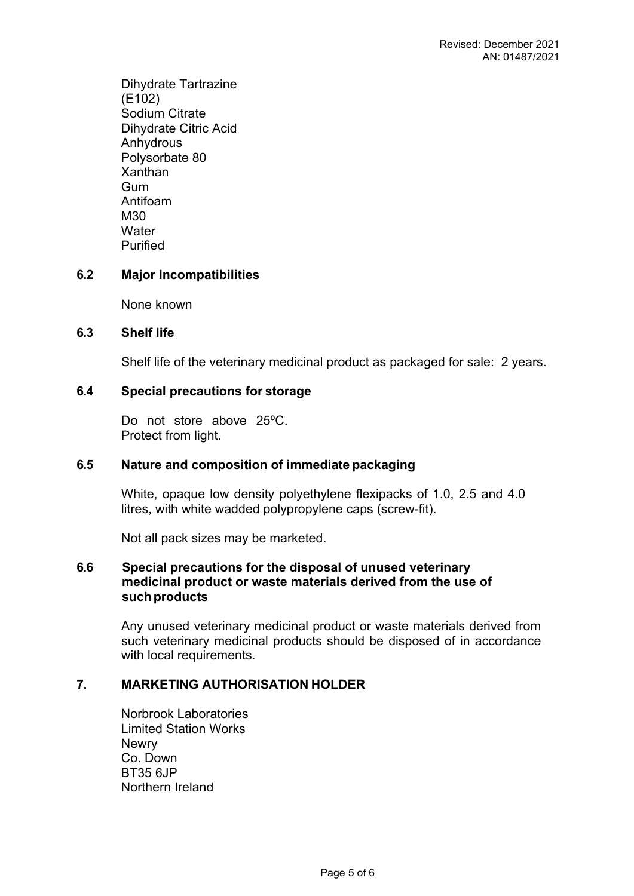Dihydrate Tartrazine
(E102)
Sodium Citrate
Dihydrate Citric Acid
Anhydrous
Polysorbate 80
Xanthan
Gum
Antifoam
M30
Water
Purified

**6.2 Major Incompatibilities**

None known

**6.3 Shelf life**

Shelf life of the veterinary medicinal product as packaged for sale: 2 years.

**6.4 Special precautions for storage**

Do not store above 25ºC.
Protect from light.

**6.5 Nature and composition of immediate packaging**

White, opaque low density polyethylene flexipacks of 1.0, 2.5 and 4.0 litres, with white wadded polypropylene caps (screw-fit).

Not all pack sizes may be marketed.

**6.6 Special precautions for the disposal of unused veterinary medicinal product or waste materials derived from the use of such products**

Any unused veterinary medicinal product or waste materials derived from such veterinary medicinal products should be disposed of in accordance with local requirements.

**7. MARKETING AUTHORISATION HOLDER**

Norbrook Laboratories
Limited Station Works
Newry
Co. Down
BT35 6JP
Northern Ireland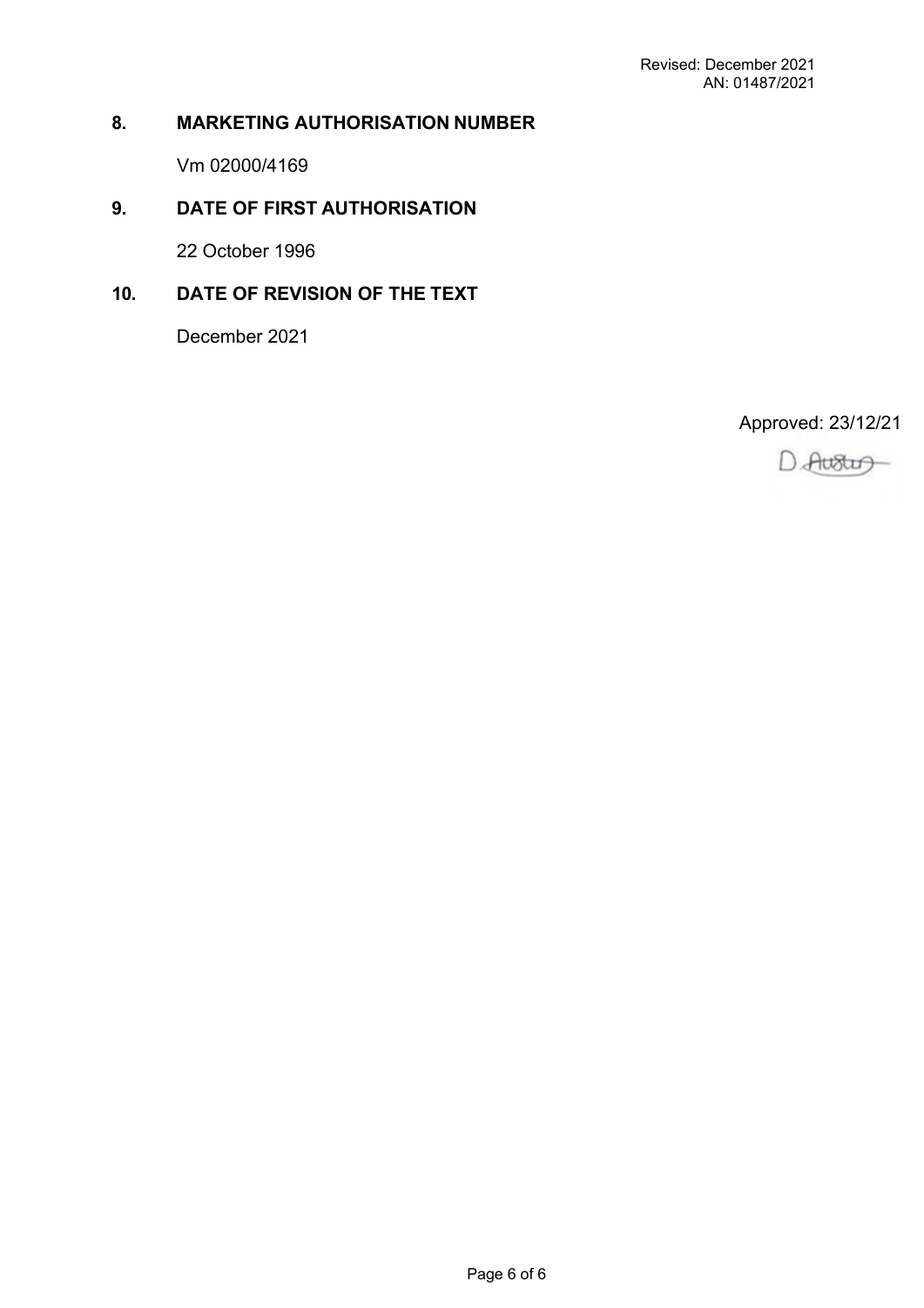Revised: December 2021
AN: 01487/2021

## 8. MARKETING AUTHORISATION NUMBER

Vm 02000/4169

## 9. DATE OF FIRST AUTHORISATION

22 October 1996

## 10. DATE OF REVISION OF THE TEXT

December 2021

Approved: 23/12/21

D. Austin